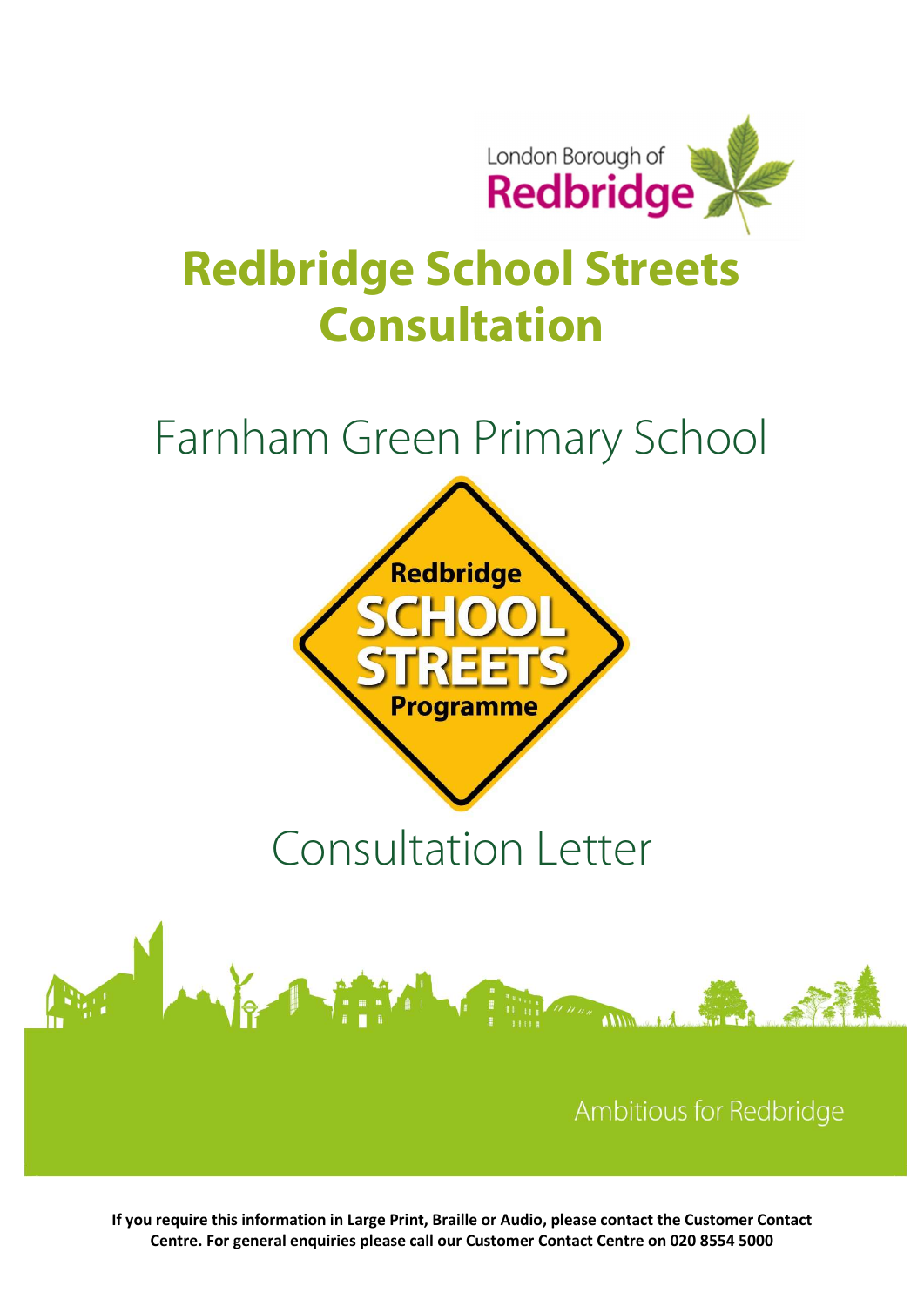London Borough of Redbridge

# Redbridge School Streets Consultation

## Farnham Green Primary School

Redbridge SCHOOL STREETS Programme

## Consultation Letter

Ambitious for Redbridge

**If you require this information in Large Print, Braille or Audio, please contact the Customer Contact Centre. For general enquiries please call our Customer Contact Centre on 020 8554 5000**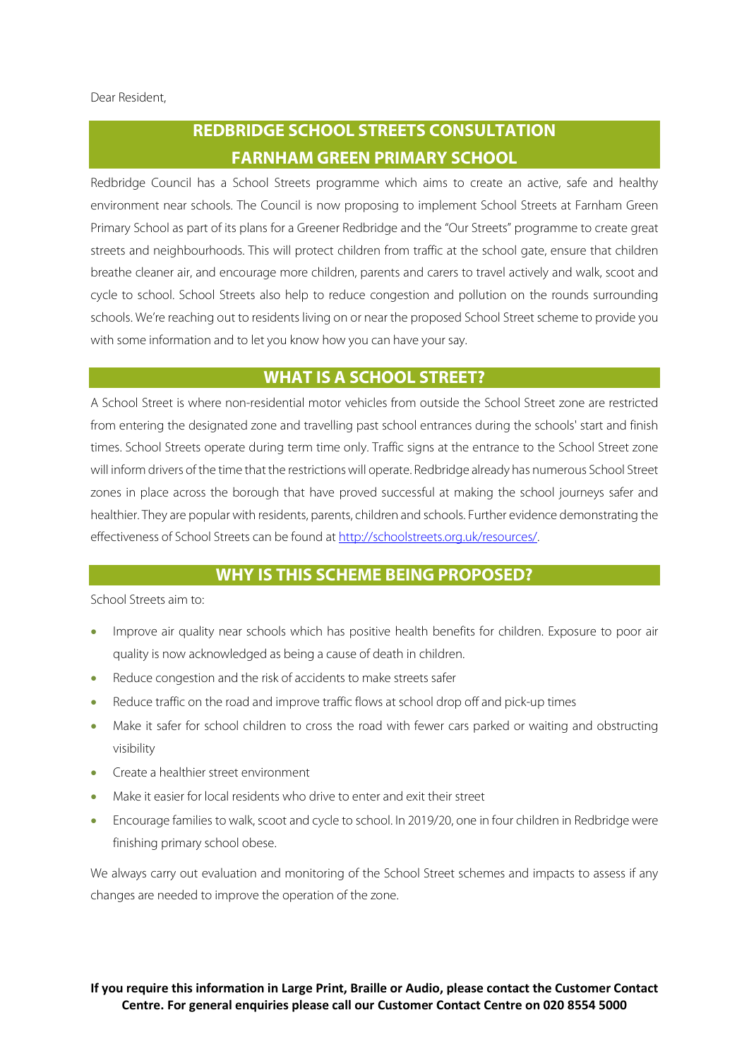Dear Resident,

## REDBRIDGE SCHOOL STREETS CONSULTATION
## FARNHAM GREEN PRIMARY SCHOOL

Redbridge Council has a School Streets programme which aims to create an active, safe and healthy environment near schools. The Council is now proposing to implement School Streets at Farnham Green Primary School as part of its plans for a Greener Redbridge and the "Our Streets" programme to create great streets and neighbourhoods. This will protect children from traffic at the school gate, ensure that children breathe cleaner air, and encourage more children, parents and carers to travel actively and walk, scoot and cycle to school. School Streets also help to reduce congestion and pollution on the rounds surrounding schools. We're reaching out to residents living on or near the proposed School Street scheme to provide you with some information and to let you know how you can have your say.

## WHAT IS A SCHOOL STREET?

A School Street is where non-residential motor vehicles from outside the School Street zone are restricted from entering the designated zone and travelling past school entrances during the schools' start and finish times. School Streets operate during term time only. Traffic signs at the entrance to the School Street zone will inform drivers of the time that the restrictions will operate. Redbridge already has numerous School Street zones in place across the borough that have proved successful at making the school journeys safer and healthier. They are popular with residents, parents, children and schools. Further evidence demonstrating the effectiveness of School Streets can be found at [http://schoolstreets.org.uk/resources/](http://schoolstreets.org.uk/resources/).

## WHY IS THIS SCHEME BEING PROPOSED?

School Streets aim to:

- Improve air quality near schools which has positive health benefits for children. Exposure to poor air quality is now acknowledged as being a cause of death in children.
- Reduce congestion and the risk of accidents to make streets safer
- Reduce traffic on the road and improve traffic flows at school drop off and pick-up times
- Make it safer for school children to cross the road with fewer cars parked or waiting and obstructing visibility
- Create a healthier street environment
- Make it easier for local residents who drive to enter and exit their street
- Encourage families to walk, scoot and cycle to school. In 2019/20, one in four children in Redbridge were finishing primary school obese.

We always carry out evaluation and monitoring of the School Street schemes and impacts to assess if any changes are needed to improve the operation of the zone.

**If you require this information in Large Print, Braille or Audio, please contact the Customer Contact Centre. For general enquiries please call our Customer Contact Centre on 020 8554 5000**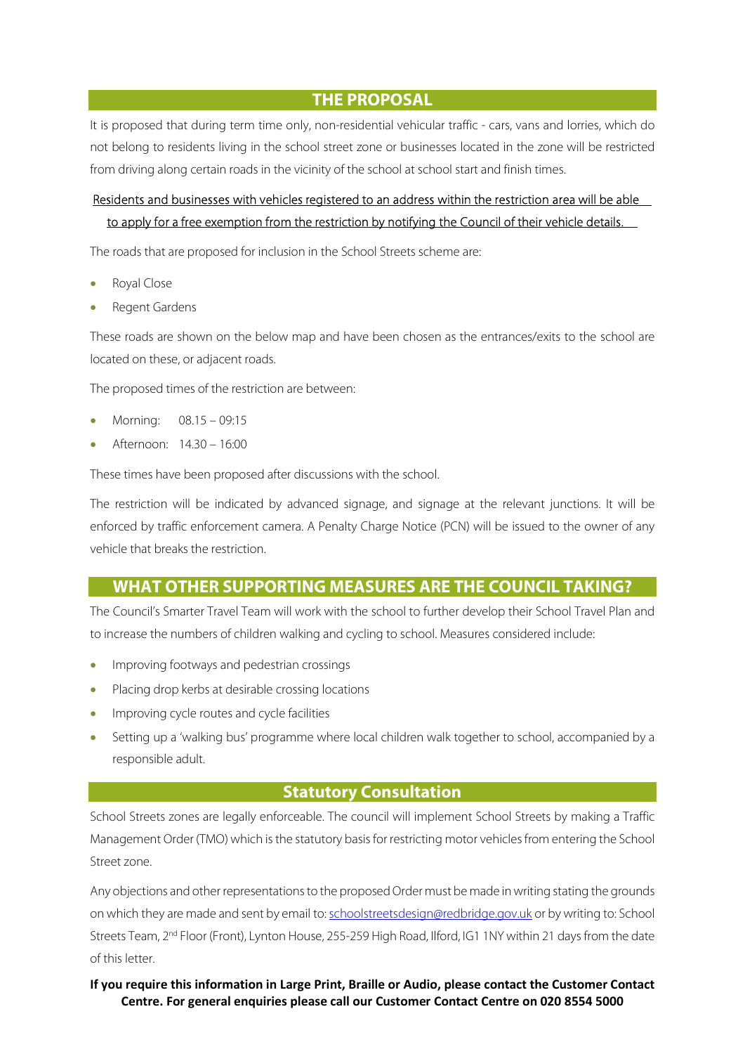## THE PROPOSAL

It is proposed that during term time only, non-residential vehicular traffic - cars, vans and lorries, which do not belong to residents living in the school street zone or businesses located in the zone will be restricted from driving along certain roads in the vicinity of the school at school start and finish times.

Residents and businesses with vehicles registered to an address within the restriction area will be able to apply for a free exemption from the restriction by notifying the Council of their vehicle details.

The roads that are proposed for inclusion in the School Streets scheme are:

- Royal Close
- Regent Gardens

These roads are shown on the below map and have been chosen as the entrances/exits to the school are located on these, or adjacent roads.

The proposed times of the restriction are between:

- Morning: 08.15 – 09:15
- Afternoon: 14.30 – 16:00

These times have been proposed after discussions with the school.

The restriction will be indicated by advanced signage, and signage at the relevant junctions. It will be enforced by traffic enforcement camera. A Penalty Charge Notice (PCN) will be issued to the owner of any vehicle that breaks the restriction.

## WHAT OTHER SUPPORTING MEASURES ARE THE COUNCIL TAKING?

The Council's Smarter Travel Team will work with the school to further develop their School Travel Plan and to increase the numbers of children walking and cycling to school. Measures considered include:

- Improving footways and pedestrian crossings
- Placing drop kerbs at desirable crossing locations
- Improving cycle routes and cycle facilities
- Setting up a 'walking bus' programme where local children walk together to school, accompanied by a responsible adult.

## Statutory Consultation

School Streets zones are legally enforceable. The council will implement School Streets by making a Traffic Management Order (TMO) which is the statutory basis for restricting motor vehicles from entering the School Street zone.

Any objections and other representations to the proposed Order must be made in writing stating the grounds on which they are made and sent by email to: schoolstreetsdesign@redbridge.gov.uk or by writing to: School Streets Team, 2nd Floor (Front), Lynton House, 255-259 High Road, Ilford, IG1 1NY within 21 days from the date of this letter.

**If you require this information in Large Print, Braille or Audio, please contact the Customer Contact Centre. For general enquiries please call our Customer Contact Centre on 020 8554 5000**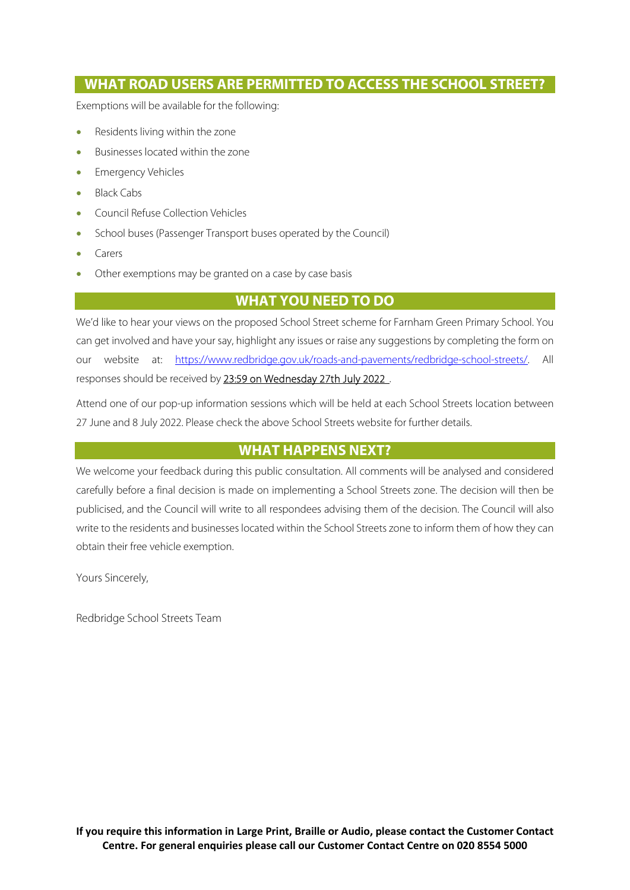## WHAT ROAD USERS ARE PERMITTED TO ACCESS THE SCHOOL STREET?

Exemptions will be available for the following:

- Residents living within the zone
- Businesses located within the zone
- Emergency Vehicles
- Black Cabs
- Council Refuse Collection Vehicles
- School buses (Passenger Transport buses operated by the Council)
- Carers
- Other exemptions may be granted on a case by case basis

## WHAT YOU NEED TO DO

We'd like to hear your views on the proposed School Street scheme for Farnham Green Primary School. You can get involved and have your say, highlight any issues or raise any suggestions by completing the form on our website at: [https://www.redbridge.gov.uk/roads-and-pavements/redbridge-school-streets/](https://www.redbridge.gov.uk/roads-and-pavements/redbridge-school-streets/). All responses should be received by 23:59 on Wednesday 27th July 2022 .

Attend one of our pop-up information sessions which will be held at each School Streets location between 27 June and 8 July 2022. Please check the above School Streets website for further details.

## WHAT HAPPENS NEXT?

We welcome your feedback during this public consultation. All comments will be analysed and considered carefully before a final decision is made on implementing a School Streets zone. The decision will then be publicised, and the Council will write to all respondees advising them of the decision. The Council will also write to the residents and businesses located within the School Streets zone to inform them of how they can obtain their free vehicle exemption.

Yours Sincerely,

Redbridge School Streets Team

**If you require this information in Large Print, Braille or Audio, please contact the Customer Contact Centre. For general enquiries please call our Customer Contact Centre on 020 8554 5000**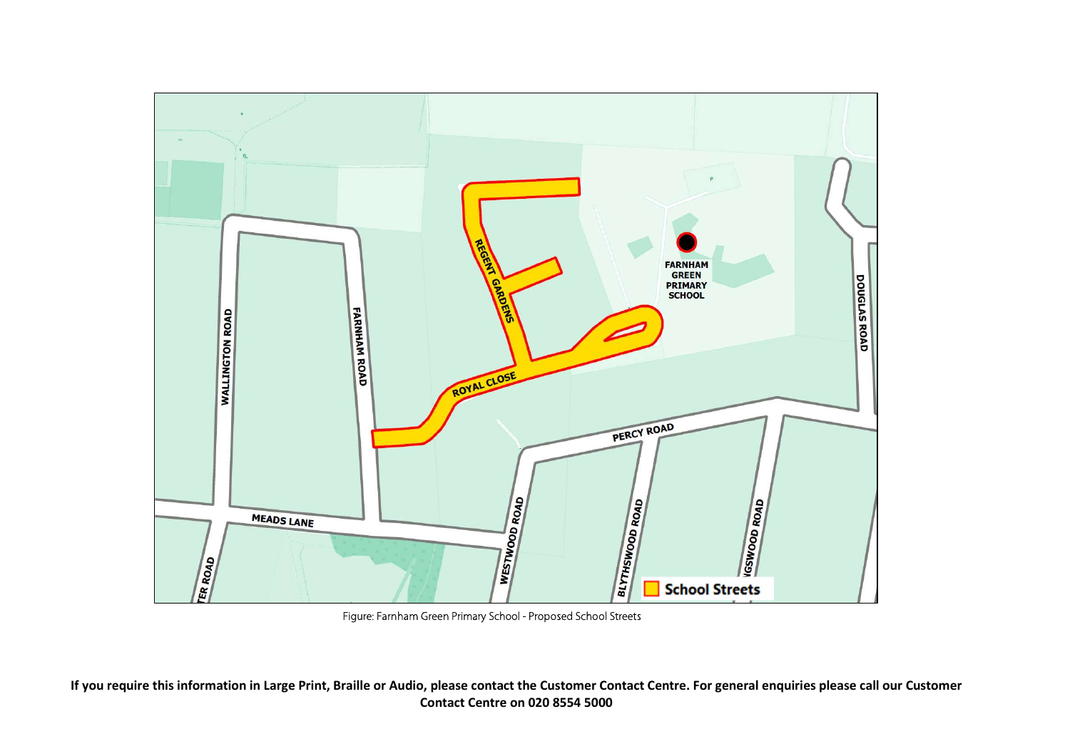FARNHAM GREEN PRIMARY SCHOOL

REGENT GARDENS

ROYAL CLOSE

WALLINGTON ROAD

FARNHAM ROAD

DOUGLAS ROAD

PERCY ROAD

MEADS LANE

WESTWOOD ROAD

BLYTHSWOOD ROAD

GSWOOD ROAD

TER ROAD

School Streets

Figure: Farnham Green Primary School - Proposed School Streets

**If you require this information in Large Print, Braille or Audio, please contact the Customer Contact Centre. For general enquiries please call our Customer Contact Centre on 020 8554 5000**